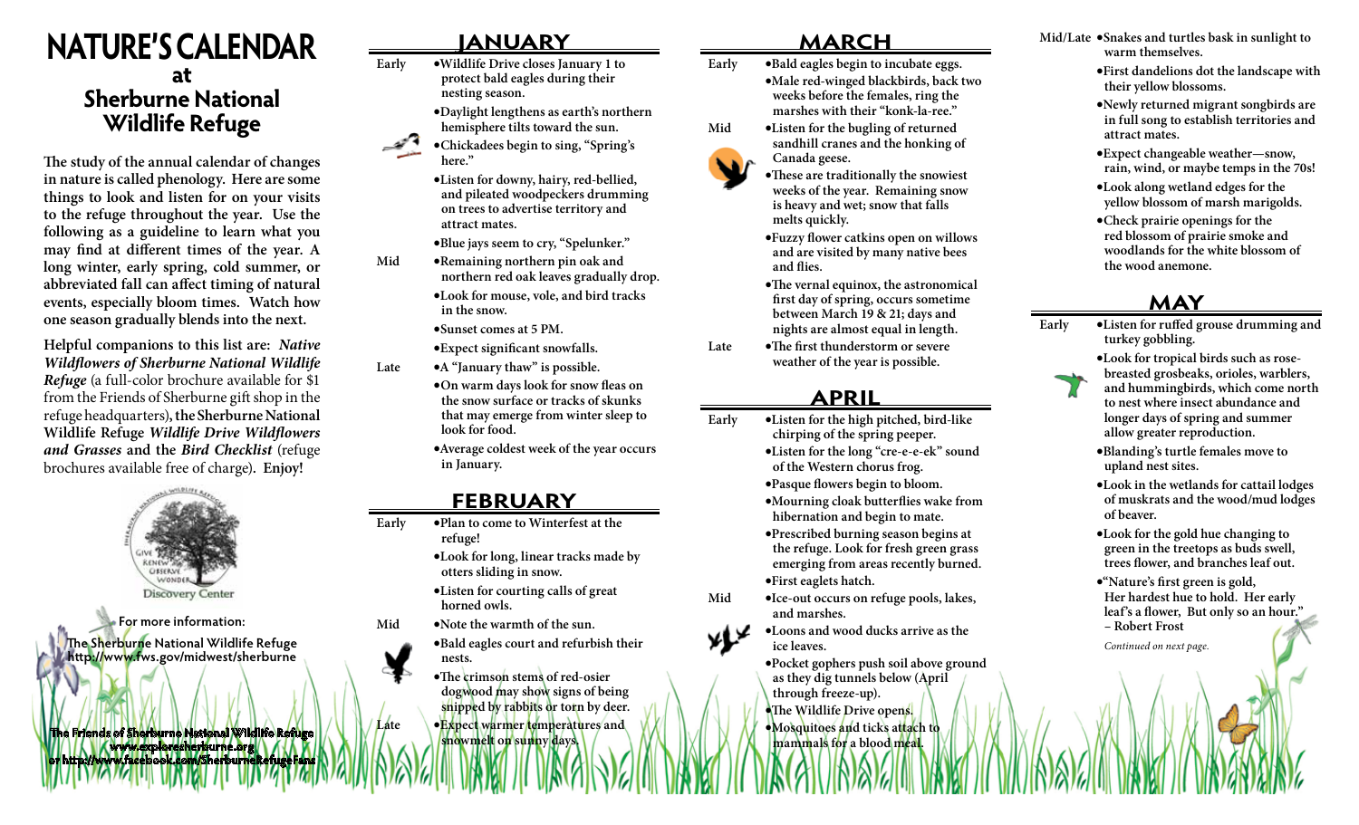# NATURE'S CALENDAR at Sherburne National Wildlife Refuge

The study of the annual calendar of changes in nature is called phenology. Here are some things to look and listen for on your visits to the refuge throughout the year. Use the following as a guideline to learn what you may find at different times of the year. A long winter, early spring, cold summer, or abbreviated fall can affect timing of natural events, especially bloom times. Watch how one season gradually blends into the next.

Helpful companions to this list are: ***Native Wildflowers of Sherburne National Wildlife Refuge*** (a full-color brochure available for $1 from the Friends of Sherburne gift shop in the refuge headquarters), **the Sherburne National Wildlife Refuge *Wildlife Drive Wildflowers and Grasses*** **and the *Bird Checklist*** (refuge brochures available free of charge). **Enjoy!**

Discovery Center

For more information:

The Sherburne National Wildlife Refuge
http://www.fws.gov/midwest/sherburne

The Friends of Sherburne National Wildlife Refuge
www.exploresherburne.org
or http://www.facebook.com/SherburneRefugeFans

## JANUARY

**Early**
- Wildlife Drive closes January 1 to protect bald eagles during their nesting season.
- Daylight lengthens as earth's northern hemisphere tilts toward the sun.
- Chickadees begin to sing, "Spring's here."
- Listen for downy, hairy, red-bellied, and pileated woodpeckers drumming on trees to advertise territory and attract mates.
- Blue jays seem to cry, "Spelunker."

**Mid**
- Remaining northern pin oak and northern red oak leaves gradually drop.
- Look for mouse, vole, and bird tracks in the snow.
- Sunset comes at 5 PM.
- Expect significant snowfalls.

**Late**
- A "January thaw" is possible.
- On warm days look for snow fleas on the snow surface or tracks of skunks that may emerge from winter sleep to look for food.
- Average coldest week of the year occurs in January.

## FEBRUARY

**Early**
- Plan to come to Winterfest at the refuge!
- Look for long, linear tracks made by otters sliding in snow.
- Listen for courting calls of great horned owls.

**Mid**
- Note the warmth of the sun.
- Bald eagles court and refurbish their nests.
- The crimson stems of red-osier dogwood may show signs of being snipped by rabbits or torn by deer.

**Late**
- Expect warmer temperatures and snowmelt on sunny days.

## MARCH

**Early**
- Bald eagles begin to incubate eggs.
- Male red-winged blackbirds, back two weeks before the females, ring the marshes with their "konk-la-ree."

**Mid**
- Listen for the bugling of returned sandhill cranes and the honking of Canada geese.
- These are traditionally the snowiest weeks of the year. Remaining snow is heavy and wet; snow that falls melts quickly.
- Fuzzy flower catkins open on willows and are visited by many native bees and flies.
- The vernal equinox, the astronomical first day of spring, occurs sometime between March 19 & 21; days and nights are almost equal in length.

**Late**
- The first thunderstorm or severe weather of the year is possible.

## APRIL

**Early**
- Listen for the high pitched, bird-like chirping of the spring peeper.
- Listen for the long "cre-e-e-ek" sound of the Western chorus frog.
- Pasque flowers begin to bloom.
- Mourning cloak butterflies wake from hibernation and begin to mate.
- Prescribed burning season begins at the refuge. Look for fresh green grass emerging from areas recently burned.
- First eaglets hatch.

**Mid**
- Ice-out occurs on refuge pools, lakes, and marshes.
- Loons and wood ducks arrive as the ice leaves.
- Pocket gophers push soil above ground as they dig tunnels below (April through freeze-up).
- The Wildlife Drive opens.
- Mosquitoes and ticks attach to mammals for a blood meal.

**Mid/Late**
- Snakes and turtles bask in sunlight to warm themselves.
- First dandelions dot the landscape with their yellow blossoms.
- Newly returned migrant songbirds are in full song to establish territories and attract mates.
- Expect changeable weather—snow, rain, wind, or maybe temps in the 70s!
- Look along wetland edges for the yellow blossom of marsh marigolds.
- Check prairie openings for the red blossom of prairie smoke and woodlands for the white blossom of the wood anemone.

## MAY

**Early**
- Listen for ruffed grouse drumming and turkey gobbling.
- Look for tropical birds such as rose-breasted grosbeaks, orioles, warblers, and hummingbirds, which come north to nest where insect abundance and longer days of spring and summer allow greater reproduction.
- Blanding's turtle females move to upland nest sites.
- Look in the wetlands for cattail lodges of muskrats and the wood/mud lodges of beaver.
- Look for the gold hue changing to green in the treetops as buds swell, trees flower, and branches leaf out.
- "Nature's first green is gold, Her hardest hue to hold. Her early leaf's a flower, But only so an hour." – Robert Frost

*Continued on next page.*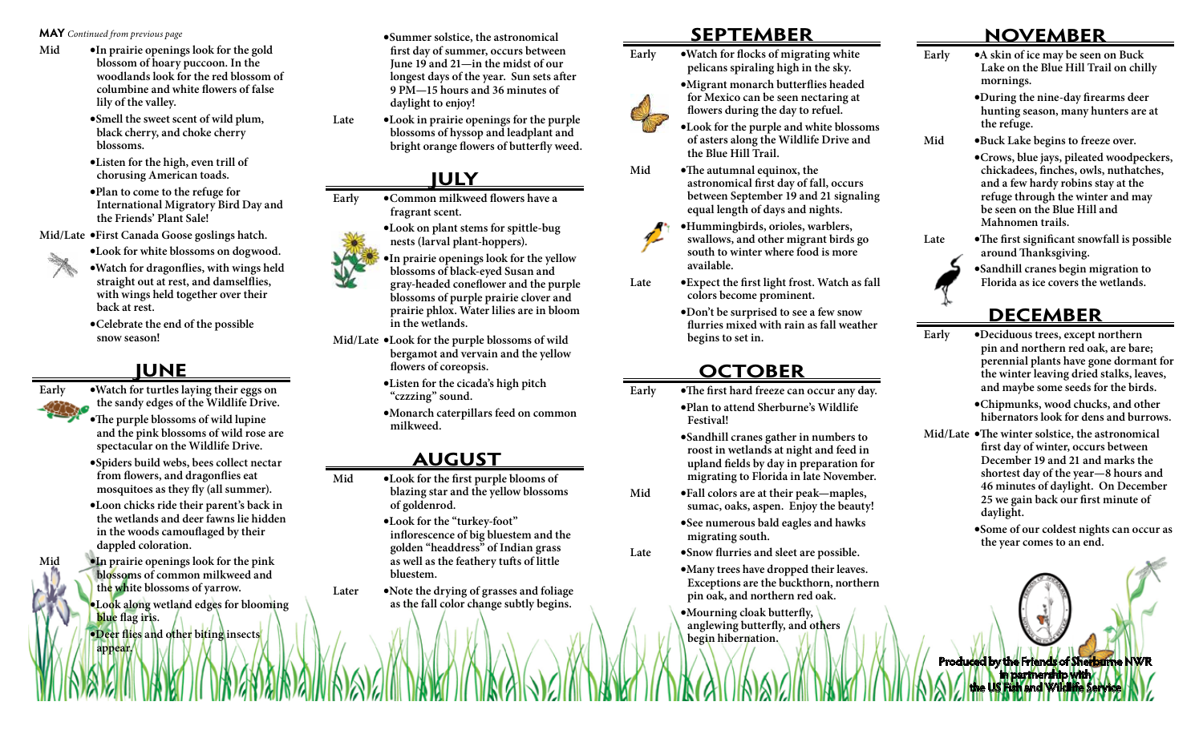**MAY** *Continued from previous page*

**Mid**

- In prairie openings look for the gold blossom of hoary puccoon. In the woodlands look for the red blossom of columbine and white flowers of false lily of the valley.
- Smell the sweet scent of wild plum, black cherry, and choke cherry blossoms.
- Listen for the high, even trill of chorusing American toads.
- Plan to come to the refuge for International Migratory Bird Day and the Friends' Plant Sale!

**Mid/Late**

- First Canada Goose goslings hatch.
- Look for white blossoms on dogwood.
- Watch for dragonflies, with wings held straight out at rest, and damselflies, with wings held together over their back at rest.
- Celebrate the end of the possible snow season!

## JUNE

**Early**

- Watch for turtles laying their eggs on the sandy edges of the Wildlife Drive.
- The purple blossoms of wild lupine and the pink blossoms of wild rose are spectacular on the Wildlife Drive.
- Spiders build webs, bees collect nectar from flowers, and dragonflies eat mosquitoes as they fly (all summer).
- Loon chicks ride their parent's back in the wetlands and deer fawns lie hidden in the woods camouflaged by their dappled coloration.

**Mid**

- In prairie openings look for the pink blossoms of common milkweed and the white blossoms of yarrow.
- Look along wetland edges for blooming blue flag iris.
- Deer flies and other biting insects appear.
- Summer solstice, the astronomical first day of summer, occurs between June 19 and 21—in the midst of our longest days of the year. Sun sets after 9 PM—15 hours and 36 minutes of daylight to enjoy!

**Late**

- Look in prairie openings for the purple blossoms of hyssop and leadplant and bright orange flowers of butterfly weed.

## JULY

**Early**

- Common milkweed flowers have a fragrant scent.
- Look on plant stems for spittle-bug nests (larval plant-hoppers).
- In prairie openings look for the yellow blossoms of black-eyed Susan and gray-headed coneflower and the purple blossoms of purple prairie clover and prairie phlox. Water lilies are in bloom in the wetlands.

**Mid/Late**

- Look for the purple blossoms of wild bergamot and vervain and the yellow flowers of coreopsis.
- Listen for the cicada's high pitch "czzzing" sound.
- Monarch caterpillars feed on common milkweed.

## AUGUST

**Mid**

- Look for the first purple blooms of blazing star and the yellow blossoms of goldenrod.
- Look for the "turkey-foot" inflorescence of big bluestem and the golden "headdress" of Indian grass as well as the feathery tufts of little bluestem.

**Later**

- Note the drying of grasses and foliage as the fall color change subtly begins.

## SEPTEMBER

**Early**

- Watch for flocks of migrating white pelicans spiraling high in the sky.
- Migrant monarch butterflies headed for Mexico can be seen nectaring at flowers during the day to refuel.
- Look for the purple and white blossoms of asters along the Wildlife Drive and the Blue Hill Trail.

**Mid**

- The autumnal equinox, the astronomical first day of fall, occurs between September 19 and 21 signaling equal length of days and nights.
- Hummingbirds, orioles, warblers, swallows, and other migrant birds go south to winter where food is more available.

**Late**

- Expect the first light frost. Watch as fall colors become prominent.
- Don't be surprised to see a few snow flurries mixed with rain as fall weather begins to set in.

## OCTOBER

**Early**

- The first hard freeze can occur any day.
- Plan to attend Sherburne's Wildlife Festival!
- Sandhill cranes gather in numbers to roost in wetlands at night and feed in upland fields by day in preparation for migrating to Florida in late November.

**Mid**

- Fall colors are at their peak—maples, sumac, oaks, aspen. Enjoy the beauty!
- See numerous bald eagles and hawks migrating south.

**Late**

- Snow flurries and sleet are possible.
- Many trees have dropped their leaves. Exceptions are the buckthorn, northern pin oak, and northern red oak.
- Mourning cloak butterfly, anglewing butterfly, and others begin hibernation.

## NOVEMBER

**Early**

- A skin of ice may be seen on Buck Lake on the Blue Hill Trail on chilly mornings.
- During the nine-day firearms deer hunting season, many hunters are at the refuge.

**Mid**

- Buck Lake begins to freeze over.
- Crows, blue jays, pileated woodpeckers, chickadees, finches, owls, nuthatches, and a few hardy robins stay at the refuge through the winter and may be seen on the Blue Hill and Mahnomen trails.

**Late**

- The first significant snowfall is possible around Thanksgiving.
- Sandhill cranes begin migration to Florida as ice covers the wetlands.

## DECEMBER

**Early**

- Deciduous trees, except northern pin and northern red oak, are bare; perennial plants have gone dormant for the winter leaving dried stalks, leaves, and maybe some seeds for the birds.
- Chipmunks, wood chucks, and other hibernators look for dens and burrows.

**Mid/Late**

- The winter solstice, the astronomical first day of winter, occurs between December 19 and 21 and marks the shortest day of the year—8 hours and 46 minutes of daylight. On December 25 we gain back our first minute of daylight.
- Some of our coldest nights can occur as the year comes to an end.

Produced by the Friends of Sherburne NWR in partnership with the US Fish and Wildlife Service